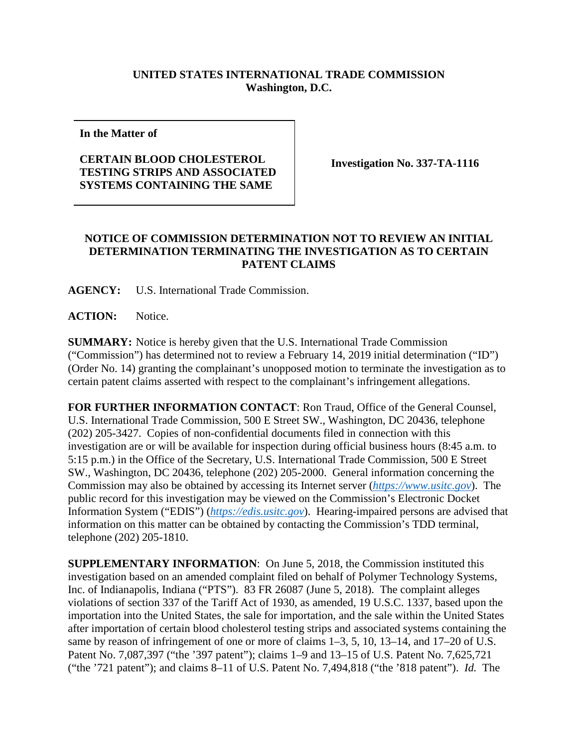**UNITED STATES INTERNATIONAL TRADE COMMISSION**
**Washington, D.C.**

| In the Matter of<br><br>**CERTAIN BLOOD CHOLESTEROL TESTING STRIPS AND ASSOCIATED SYSTEMS CONTAINING THE SAME** | **Investigation No. 337-TA-1116** |
|---|---|

**NOTICE OF COMMISSION DETERMINATION NOT TO REVIEW AN INITIAL DETERMINATION TERMINATING THE INVESTIGATION AS TO CERTAIN PATENT CLAIMS**

**AGENCY:** U.S. International Trade Commission.

**ACTION:** Notice.

**SUMMARY:** Notice is hereby given that the U.S. International Trade Commission ("Commission") has determined not to review a February 14, 2019 initial determination ("ID") (Order No. 14) granting the complainant's unopposed motion to terminate the investigation as to certain patent claims asserted with respect to the complainant's infringement allegations.

**FOR FURTHER INFORMATION CONTACT**: Ron Traud, Office of the General Counsel, U.S. International Trade Commission, 500 E Street SW., Washington, DC 20436, telephone (202) 205-3427. Copies of non-confidential documents filed in connection with this investigation are or will be available for inspection during official business hours (8:45 a.m. to 5:15 p.m.) in the Office of the Secretary, U.S. International Trade Commission, 500 E Street SW., Washington, DC 20436, telephone (202) 205-2000. General information concerning the Commission may also be obtained by accessing its Internet server (*https://www.usitc.gov*). The public record for this investigation may be viewed on the Commission's Electronic Docket Information System ("EDIS") (*https://edis.usitc.gov*). Hearing-impaired persons are advised that information on this matter can be obtained by contacting the Commission's TDD terminal, telephone (202) 205-1810.

**SUPPLEMENTARY INFORMATION**: On June 5, 2018, the Commission instituted this investigation based on an amended complaint filed on behalf of Polymer Technology Systems, Inc. of Indianapolis, Indiana ("PTS"). 83 FR 26087 (June 5, 2018). The complaint alleges violations of section 337 of the Tariff Act of 1930, as amended, 19 U.S.C. 1337, based upon the importation into the United States, the sale for importation, and the sale within the United States after importation of certain blood cholesterol testing strips and associated systems containing the same by reason of infringement of one or more of claims 1–3, 5, 10, 13–14, and 17–20 of U.S. Patent No. 7,087,397 ("the '397 patent"); claims 1–9 and 13–15 of U.S. Patent No. 7,625,721 ("the '721 patent"); and claims 8–11 of U.S. Patent No. 7,494,818 ("the '818 patent"). *Id.* The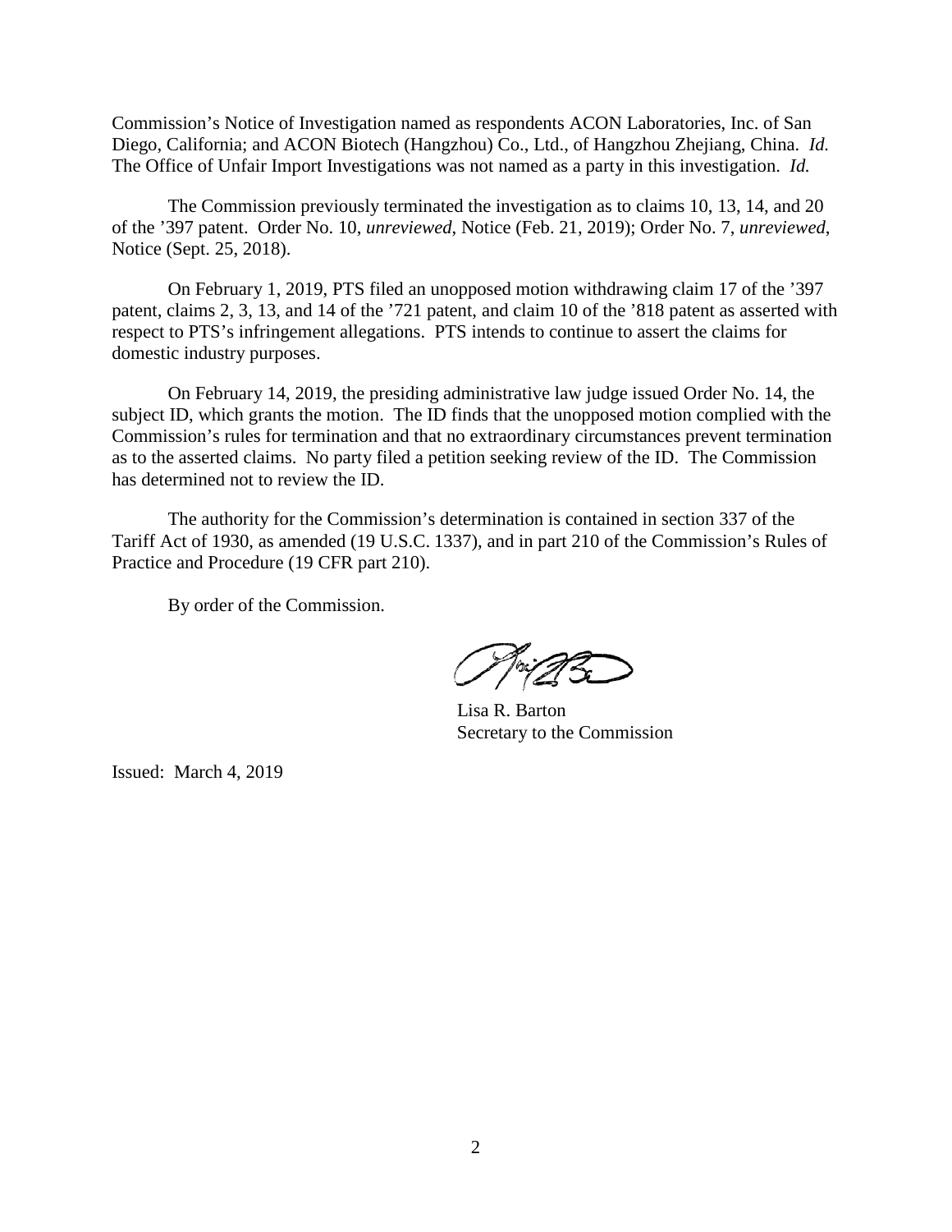Commission's Notice of Investigation named as respondents ACON Laboratories, Inc. of San Diego, California; and ACON Biotech (Hangzhou) Co., Ltd., of Hangzhou Zhejiang, China. *Id.* The Office of Unfair Import Investigations was not named as a party in this investigation. *Id.*

The Commission previously terminated the investigation as to claims 10, 13, 14, and 20 of the '397 patent. Order No. 10, *unreviewed*, Notice (Feb. 21, 2019); Order No. 7, *unreviewed*, Notice (Sept. 25, 2018).

On February 1, 2019, PTS filed an unopposed motion withdrawing claim 17 of the '397 patent, claims 2, 3, 13, and 14 of the '721 patent, and claim 10 of the '818 patent as asserted with respect to PTS's infringement allegations. PTS intends to continue to assert the claims for domestic industry purposes.

On February 14, 2019, the presiding administrative law judge issued Order No. 14, the subject ID, which grants the motion. The ID finds that the unopposed motion complied with the Commission's rules for termination and that no extraordinary circumstances prevent termination as to the asserted claims. No party filed a petition seeking review of the ID. The Commission has determined not to review the ID.

The authority for the Commission's determination is contained in section 337 of the Tariff Act of 1930, as amended (19 U.S.C. 1337), and in part 210 of the Commission's Rules of Practice and Procedure (19 CFR part 210).

By order of the Commission.

Lisa R. Barton
Secretary to the Commission

Issued: March 4, 2019